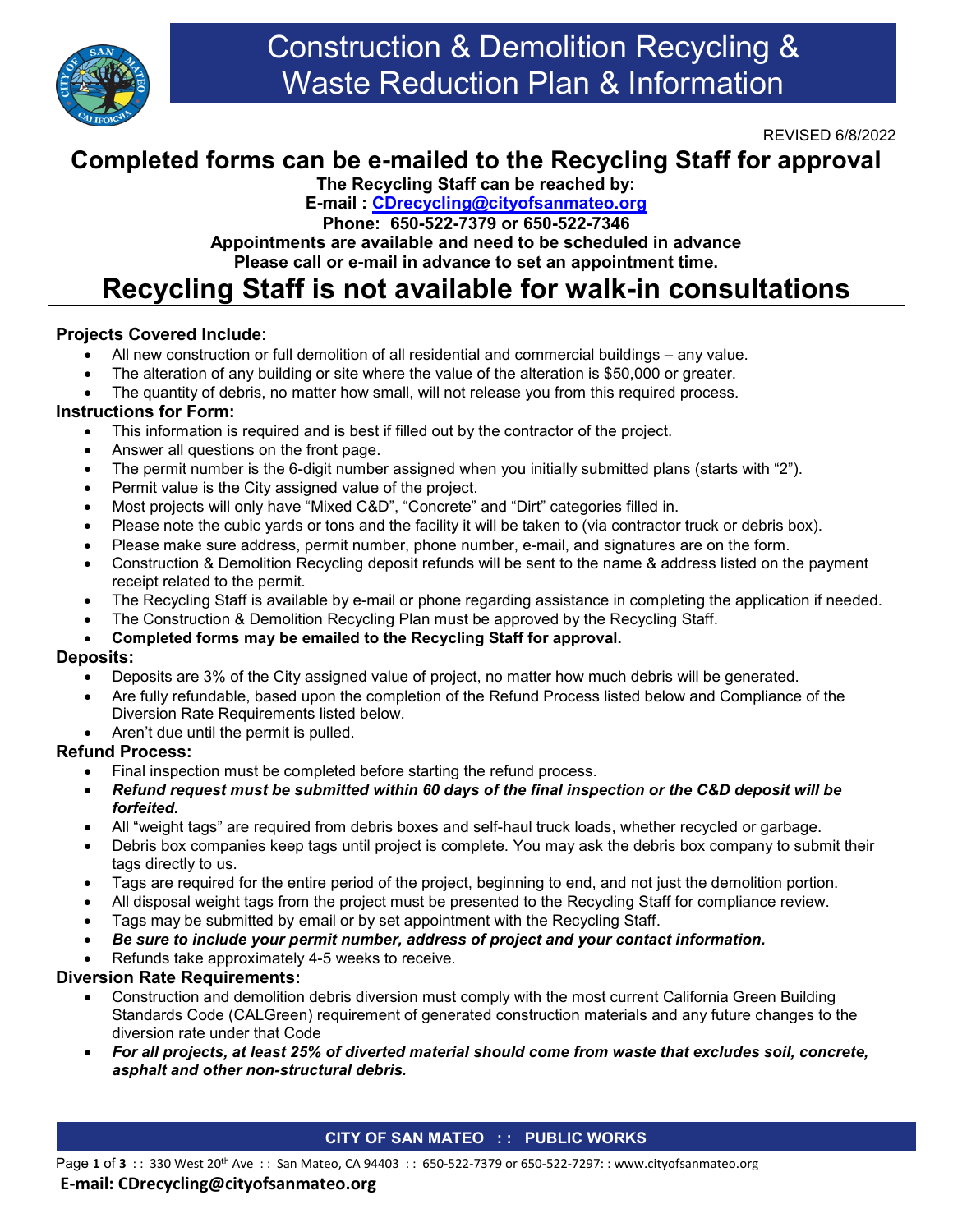# Construction & Demolition Recycling & Waste Reduction Plan & Information

REVISED 6/8/2022

## Completed forms can be e-mailed to the Recycling Staff for approval

**The Recycling Staff can be reached by:**

**E-mail : CDrecycling@cityofsanmateo.org**

**Phone: 650-522-7379 or 650-522-7346**

**Appointments are available and need to be scheduled in advance**

**Please call or e-mail in advance to set an appointment time.**

## Recycling Staff is not available for walk-in consultations

### Projects Covered Include:

- All new construction or full demolition of all residential and commercial buildings – any value.
- The alteration of any building or site where the value of the alteration is $50,000 or greater.
- The quantity of debris, no matter how small, will not release you from this required process.

### Instructions for Form:

- This information is required and is best if filled out by the contractor of the project.
- Answer all questions on the front page.
- The permit number is the 6-digit number assigned when you initially submitted plans (starts with "2").
- Permit value is the City assigned value of the project.
- Most projects will only have "Mixed C&D", "Concrete" and "Dirt" categories filled in.
- Please note the cubic yards or tons and the facility it will be taken to (via contractor truck or debris box).
- Please make sure address, permit number, phone number, e-mail, and signatures are on the form.
- Construction & Demolition Recycling deposit refunds will be sent to the name & address listed on the payment receipt related to the permit.
- The Recycling Staff is available by e-mail or phone regarding assistance in completing the application if needed.
- The Construction & Demolition Recycling Plan must be approved by the Recycling Staff.
- **Completed forms may be emailed to the Recycling Staff for approval.**

### Deposits:

- Deposits are 3% of the City assigned value of project, no matter how much debris will be generated.
- Are fully refundable, based upon the completion of the Refund Process listed below and Compliance of the Diversion Rate Requirements listed below.
- Aren't due until the permit is pulled.

### Refund Process:

- Final inspection must be completed before starting the refund process.
- ***Refund request must be submitted within 60 days of the final inspection or the C&D deposit will be forfeited.***
- All "weight tags" are required from debris boxes and self-haul truck loads, whether recycled or garbage.
- Debris box companies keep tags until project is complete. You may ask the debris box company to submit their tags directly to us.
- Tags are required for the entire period of the project, beginning to end, and not just the demolition portion.
- All disposal weight tags from the project must be presented to the Recycling Staff for compliance review.
- Tags may be submitted by email or by set appointment with the Recycling Staff.
- ***Be sure to include your permit number, address of project and your contact information.***
- Refunds take approximately 4-5 weeks to receive.

### Diversion Rate Requirements:

- Construction and demolition debris diversion must comply with the most current California Green Building Standards Code (CALGreen) requirement of generated construction materials and any future changes to the diversion rate under that Code
- ***For all projects, at least 25% of diverted material should come from waste that excludes soil, concrete, asphalt and other non-structural debris.***

**CITY OF SAN MATEO : : PUBLIC WORKS**

330 West 20th Ave : : San Mateo, CA 94403 : : 650-522-7379 or 650-522-7297: : www.cityofsanmateo.org

**E-mail: CDrecycling@cityofsanmateo.org**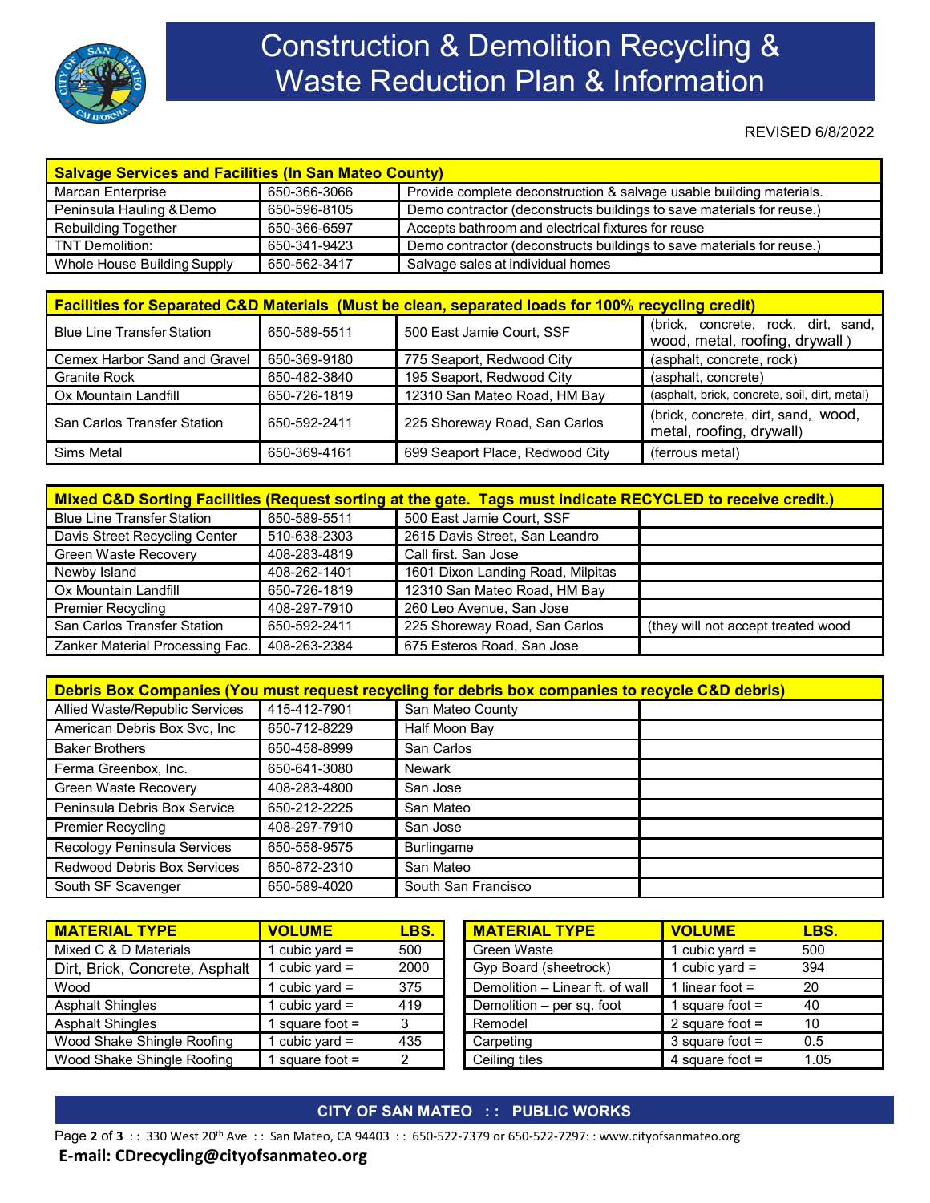# Construction & Demolition Recycling & Waste Reduction Plan & Information

REVISED 6/8/2022

| Salvage Services and Facilities (In San Mateo County) | | |
|---|---|---|
| Marcan Enterprise | 650-366-3066 | Provide complete deconstruction & salvage usable building materials. |
| Peninsula Hauling & Demo | 650-596-8105 | Demo contractor (deconstructs buildings to save materials for reuse.) |
| Rebuilding Together | 650-366-6597 | Accepts bathroom and electrical fixtures for reuse |
| TNT Demolition: | 650-341-9423 | Demo contractor (deconstructs buildings to save materials for reuse.) |
| Whole House Building Supply | 650-562-3417 | Salvage sales at individual homes |

| Facilities for Separated C&D Materials (Must be clean, separated loads for 100% recycling credit) | | | |
|---|---|---|---|
| Blue Line Transfer Station | 650-589-5511 | 500 East Jamie Court, SSF | (brick, concrete, rock, dirt, sand, wood, metal, roofing, drywall ) |
| Cemex Harbor Sand and Gravel | 650-369-9180 | 775 Seaport, Redwood City | (asphalt, concrete, rock) |
| Granite Rock | 650-482-3840 | 195 Seaport, Redwood City | (asphalt, concrete) |
| Ox Mountain Landfill | 650-726-1819 | 12310 San Mateo Road, HM Bay | (asphalt, brick, concrete, soil, dirt, metal) |
| San Carlos Transfer Station | 650-592-2411 | 225 Shoreway Road, San Carlos | (brick, concrete, dirt, sand, wood, metal, roofing, drywall) |
| Sims Metal | 650-369-4161 | 699 Seaport Place, Redwood City | (ferrous metal) |

| Mixed C&D Sorting Facilities (Request sorting at the gate. Tags must indicate RECYCLED to receive credit.) | | | |
|---|---|---|---|
| Blue Line Transfer Station | 650-589-5511 | 500 East Jamie Court, SSF | |
| Davis Street Recycling Center | 510-638-2303 | 2615 Davis Street, San Leandro | |
| Green Waste Recovery | 408-283-4819 | Call first. San Jose | |
| Newby Island | 408-262-1401 | 1601 Dixon Landing Road, Milpitas | |
| Ox Mountain Landfill | 650-726-1819 | 12310 San Mateo Road, HM Bay | |
| Premier Recycling | 408-297-7910 | 260 Leo Avenue, San Jose | |
| San Carlos Transfer Station | 650-592-2411 | 225 Shoreway Road, San Carlos | (they will not accept treated wood |
| Zanker Material Processing Fac. | 408-263-2384 | 675 Esteros Road, San Jose | |

| Debris Box Companies (You must request recycling for debris box companies to recycle C&D debris) | | | |
|---|---|---|---|
| Allied Waste/Republic Services | 415-412-7901 | San Mateo County | |
| American Debris Box Svc, Inc | 650-712-8229 | Half Moon Bay | |
| Baker Brothers | 650-458-8999 | San Carlos | |
| Ferma Greenbox, Inc. | 650-641-3080 | Newark | |
| Green Waste Recovery | 408-283-4800 | San Jose | |
| Peninsula Debris Box Service | 650-212-2225 | San Mateo | |
| Premier Recycling | 408-297-7910 | San Jose | |
| Recology Peninsula Services | 650-558-9575 | Burlingame | |
| Redwood Debris Box Services | 650-872-2310 | San Mateo | |
| South SF Scavenger | 650-589-4020 | South San Francisco | |

| MATERIAL TYPE | VOLUME | LBS. |
|---|---|---|
| Mixed C & D Materials | 1 cubic yard = | 500 |
| Dirt, Brick, Concrete, Asphalt | 1 cubic yard = | 2000 |
| Wood | 1 cubic yard = | 375 |
| Asphalt Shingles | 1 cubic yard = | 419 |
| Asphalt Shingles | 1 square foot = | 3 |
| Wood Shake Shingle Roofing | 1 cubic yard = | 435 |
| Wood Shake Shingle Roofing | 1 square foot = | 2 |

| MATERIAL TYPE | VOLUME | LBS. |
|---|---|---|
| Green Waste | 1 cubic yard = | 500 |
| Gyp Board (sheetrock) | 1 cubic yard = | 394 |
| Demolition – Linear ft. of wall | 1 linear foot = | 20 |
| Demolition – per sq. foot | 1 square foot = | 40 |
| Remodel | 2 square foot = | 10 |
| Carpeting | 3 square foot = | 0.5 |
| Ceiling tiles | 4 square foot = | 1.05 |

**CITY OF SAN MATEO : : PUBLIC WORKS**

330 West 20th Ave : : San Mateo, CA 94403 : : 650-522-7379 or 650-522-7297: : www.cityofsanmateo.org

**E-mail: CDrecycling@cityofsanmateo.org**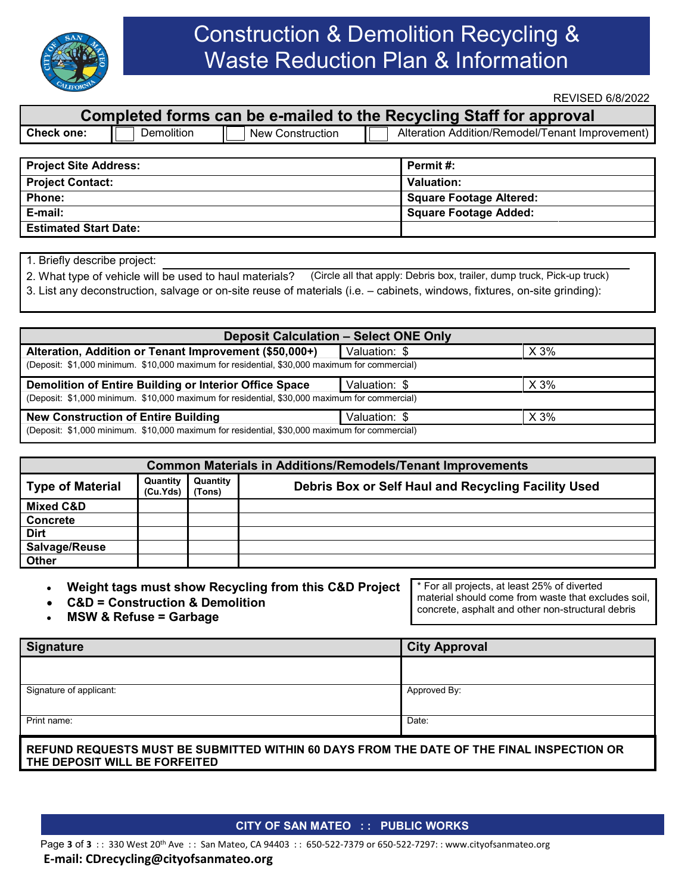# Construction & Demolition Recycling & Waste Reduction Plan & Information

REVISED 6/8/2022

## Completed forms can be e-mailed to the Recycling Staff for approval

| Check one: | ☐ Demolition | ☐ New Construction | ☐ Alteration Addition/Remodel/Tenant Improvement) |
|---|---|---|---|

| | |
|---|---|
| **Project Site Address:** | **Permit #:** |
| **Project Contact:** | **Valuation:** |
| **Phone:** | **Square Footage Altered:** |
| **E-mail:** | **Square Footage Added:** |
| **Estimated Start Date:** | |

1. Briefly describe project: ______________________________
2. What type of vehicle will be used to haul materials? (Circle all that apply: Debris box, trailer, dump truck, Pick-up truck)
3. List any deconstruction, salvage or on-site reuse of materials (i.e. – cabinets, windows, fixtures, on-site grinding):

| Deposit Calculation – Select ONE Only | | |
|---|---|---|
| **Alteration, Addition or Tenant Improvement ($50,000+)** | Valuation: $ | X 3% |
| (Deposit: $1,000 minimum. $10,000 maximum for residential, $30,000 maximum for commercial) | | |
| **Demolition of Entire Building or Interior Office Space** | Valuation: $ | X 3% |
| (Deposit: $1,000 minimum. $10,000 maximum for residential, $30,000 maximum for commercial) | | |
| **New Construction of Entire Building** | Valuation: $ | X 3% |
| (Deposit: $1,000 minimum. $10,000 maximum for residential, $30,000 maximum for commercial) | | |

| Common Materials in Additions/Remodels/Tenant Improvements | | | |
|---|---|---|---|
| **Type of Material** | **Quantity (Cu.Yds)** | **Quantity (Tons)** | **Debris Box or Self Haul and Recycling Facility Used** |
| **Mixed C&D** | | | |
| **Concrete** | | | |
| **Dirt** | | | |
| **Salvage/Reuse** | | | |
| **Other** | | | |

- **Weight tags must show Recycling from this C&D Project**
- **C&D = Construction & Demolition**
- **MSW & Refuse = Garbage**

* For all projects, at least 25% of diverted material should come from waste that excludes soil, concrete, asphalt and other non-structural debris

| Signature | City Approval |
|---|---|
| | |
| Signature of applicant: | Approved By: |
| Print name: | Date: |

**REFUND REQUESTS MUST BE SUBMITTED WITHIN 60 DAYS FROM THE DATE OF THE FINAL INSPECTION OR THE DEPOSIT WILL BE FORFEITED**

**CITY OF SAN MATEO : : PUBLIC WORKS**

330 West 20th Ave : : San Mateo, CA 94403 : : 650-522-7379 or 650-522-7297: : www.cityofsanmateo.org

**E-mail: CDrecycling@cityofsanmateo.org**